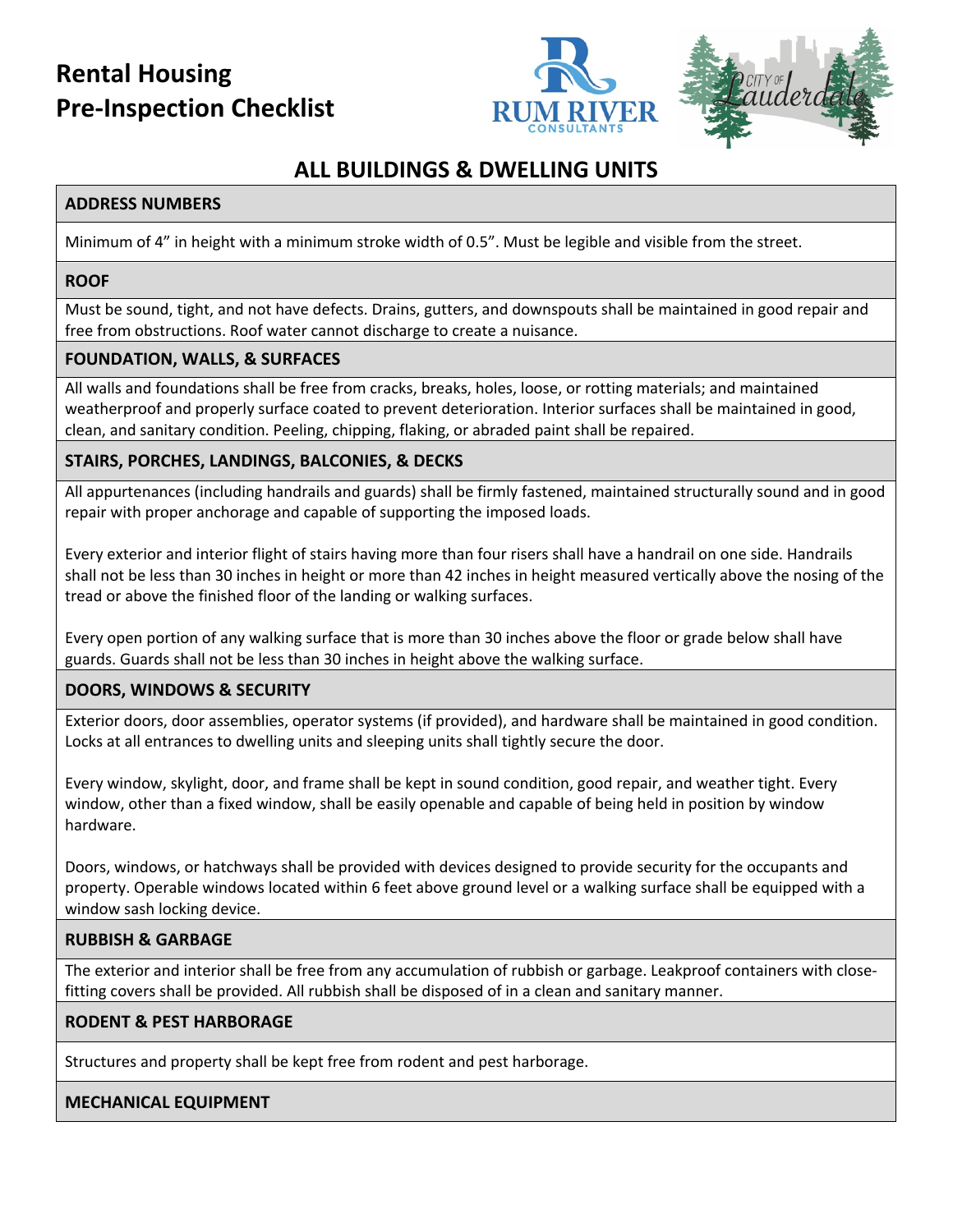# Rental Housing Pre-Inspection Checklist

## ALL BUILDINGS & DWELLING UNITS

### ADDRESS NUMBERS

Minimum of 4" in height with a minimum stroke width of 0.5". Must be legible and visible from the street.

### ROOF

Must be sound, tight, and not have defects. Drains, gutters, and downspouts shall be maintained in good repair and free from obstructions. Roof water cannot discharge to create a nuisance.

### FOUNDATION, WALLS, & SURFACES

All walls and foundations shall be free from cracks, breaks, holes, loose, or rotting materials; and maintained weatherproof and properly surface coated to prevent deterioration. Interior surfaces shall be maintained in good, clean, and sanitary condition. Peeling, chipping, flaking, or abraded paint shall be repaired.

### STAIRS, PORCHES, LANDINGS, BALCONIES, & DECKS

All appurtenances (including handrails and guards) shall be firmly fastened, maintained structurally sound and in good repair with proper anchorage and capable of supporting the imposed loads.

Every exterior and interior flight of stairs having more than four risers shall have a handrail on one side. Handrails shall not be less than 30 inches in height or more than 42 inches in height measured vertically above the nosing of the tread or above the finished floor of the landing or walking surfaces.

Every open portion of any walking surface that is more than 30 inches above the floor or grade below shall have guards. Guards shall not be less than 30 inches in height above the walking surface.

### DOORS, WINDOWS & SECURITY

Exterior doors, door assemblies, operator systems (if provided), and hardware shall be maintained in good condition. Locks at all entrances to dwelling units and sleeping units shall tightly secure the door.

Every window, skylight, door, and frame shall be kept in sound condition, good repair, and weather tight. Every window, other than a fixed window, shall be easily openable and capable of being held in position by window hardware.

Doors, windows, or hatchways shall be provided with devices designed to provide security for the occupants and property. Operable windows located within 6 feet above ground level or a walking surface shall be equipped with a window sash locking device.

### RUBBISH & GARBAGE

The exterior and interior shall be free from any accumulation of rubbish or garbage. Leakproof containers with close-fitting covers shall be provided. All rubbish shall be disposed of in a clean and sanitary manner.

### RODENT & PEST HARBORAGE

Structures and property shall be kept free from rodent and pest harborage.

### MECHANICAL EQUIPMENT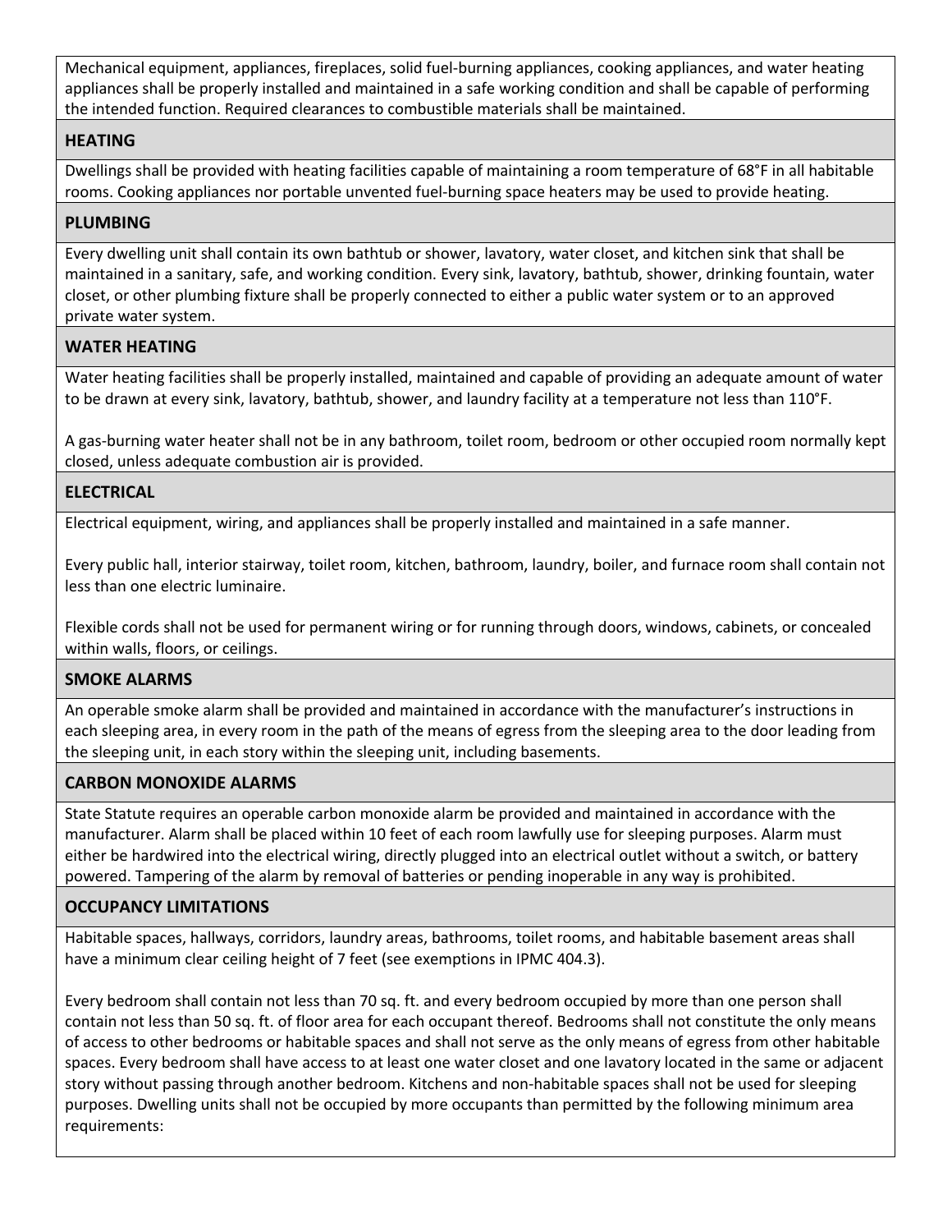Mechanical equipment, appliances, fireplaces, solid fuel-burning appliances, cooking appliances, and water heating appliances shall be properly installed and maintained in a safe working condition and shall be capable of performing the intended function. Required clearances to combustible materials shall be maintained.

## HEATING

Dwellings shall be provided with heating facilities capable of maintaining a room temperature of 68°F in all habitable rooms. Cooking appliances nor portable unvented fuel-burning space heaters may be used to provide heating.

## PLUMBING

Every dwelling unit shall contain its own bathtub or shower, lavatory, water closet, and kitchen sink that shall be maintained in a sanitary, safe, and working condition. Every sink, lavatory, bathtub, shower, drinking fountain, water closet, or other plumbing fixture shall be properly connected to either a public water system or to an approved private water system.

## WATER HEATING

Water heating facilities shall be properly installed, maintained and capable of providing an adequate amount of water to be drawn at every sink, lavatory, bathtub, shower, and laundry facility at a temperature not less than 110°F.

A gas-burning water heater shall not be in any bathroom, toilet room, bedroom or other occupied room normally kept closed, unless adequate combustion air is provided.

## ELECTRICAL

Electrical equipment, wiring, and appliances shall be properly installed and maintained in a safe manner.

Every public hall, interior stairway, toilet room, kitchen, bathroom, laundry, boiler, and furnace room shall contain not less than one electric luminaire.

Flexible cords shall not be used for permanent wiring or for running through doors, windows, cabinets, or concealed within walls, floors, or ceilings.

## SMOKE ALARMS

An operable smoke alarm shall be provided and maintained in accordance with the manufacturer's instructions in each sleeping area, in every room in the path of the means of egress from the sleeping area to the door leading from the sleeping unit, in each story within the sleeping unit, including basements.

## CARBON MONOXIDE ALARMS

State Statute requires an operable carbon monoxide alarm be provided and maintained in accordance with the manufacturer. Alarm shall be placed within 10 feet of each room lawfully use for sleeping purposes. Alarm must either be hardwired into the electrical wiring, directly plugged into an electrical outlet without a switch, or battery powered. Tampering of the alarm by removal of batteries or pending inoperable in any way is prohibited.

## OCCUPANCY LIMITATIONS

Habitable spaces, hallways, corridors, laundry areas, bathrooms, toilet rooms, and habitable basement areas shall have a minimum clear ceiling height of 7 feet (see exemptions in IPMC 404.3).

Every bedroom shall contain not less than 70 sq. ft. and every bedroom occupied by more than one person shall contain not less than 50 sq. ft. of floor area for each occupant thereof. Bedrooms shall not constitute the only means of access to other bedrooms or habitable spaces and shall not serve as the only means of egress from other habitable spaces. Every bedroom shall have access to at least one water closet and one lavatory located in the same or adjacent story without passing through another bedroom. Kitchens and non-habitable spaces shall not be used for sleeping purposes. Dwelling units shall not be occupied by more occupants than permitted by the following minimum area requirements: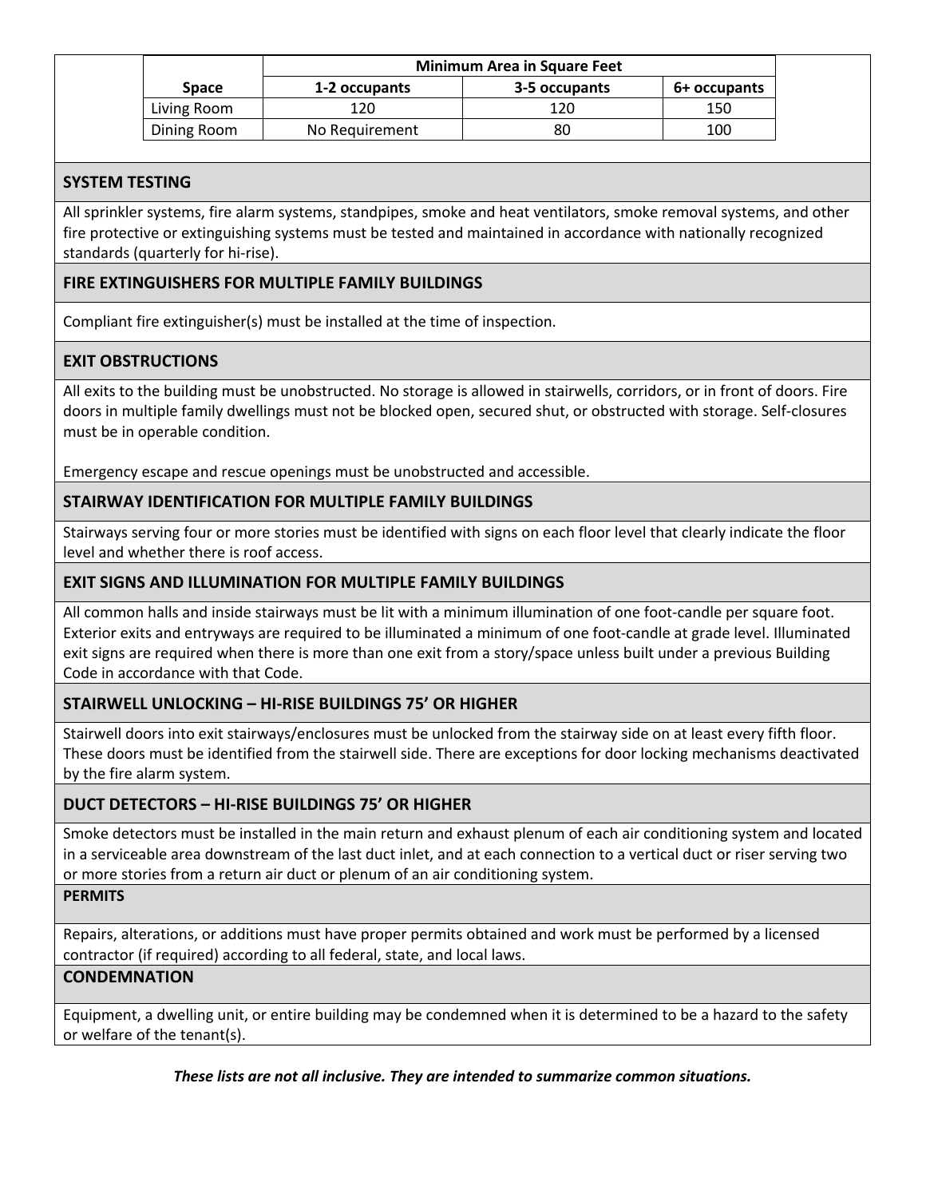| Space | Minimum Area in Square Feet | | |
|---|---|---|---|
| | 1-2 occupants | 3-5 occupants | 6+ occupants |
| Living Room | 120 | 120 | 150 |
| Dining Room | No Requirement | 80 | 100 |

## SYSTEM TESTING

All sprinkler systems, fire alarm systems, standpipes, smoke and heat ventilators, smoke removal systems, and other fire protective or extinguishing systems must be tested and maintained in accordance with nationally recognized standards (quarterly for hi-rise).

## FIRE EXTINGUISHERS FOR MULTIPLE FAMILY BUILDINGS

Compliant fire extinguisher(s) must be installed at the time of inspection.

## EXIT OBSTRUCTIONS

All exits to the building must be unobstructed. No storage is allowed in stairwells, corridors, or in front of doors. Fire doors in multiple family dwellings must not be blocked open, secured shut, or obstructed with storage. Self-closures must be in operable condition.

Emergency escape and rescue openings must be unobstructed and accessible.

## STAIRWAY IDENTIFICATION FOR MULTIPLE FAMILY BUILDINGS

Stairways serving four or more stories must be identified with signs on each floor level that clearly indicate the floor level and whether there is roof access.

## EXIT SIGNS AND ILLUMINATION FOR MULTIPLE FAMILY BUILDINGS

All common halls and inside stairways must be lit with a minimum illumination of one foot-candle per square foot. Exterior exits and entryways are required to be illuminated a minimum of one foot-candle at grade level. Illuminated exit signs are required when there is more than one exit from a story/space unless built under a previous Building Code in accordance with that Code.

## STAIRWELL UNLOCKING – HI-RISE BUILDINGS 75' OR HIGHER

Stairwell doors into exit stairways/enclosures must be unlocked from the stairway side on at least every fifth floor. These doors must be identified from the stairwell side. There are exceptions for door locking mechanisms deactivated by the fire alarm system.

## DUCT DETECTORS – HI-RISE BUILDINGS 75' OR HIGHER

Smoke detectors must be installed in the main return and exhaust plenum of each air conditioning system and located in a serviceable area downstream of the last duct inlet, and at each connection to a vertical duct or riser serving two or more stories from a return air duct or plenum of an air conditioning system.

## PERMITS

Repairs, alterations, or additions must have proper permits obtained and work must be performed by a licensed contractor (if required) according to all federal, state, and local laws.

## CONDEMNATION

Equipment, a dwelling unit, or entire building may be condemned when it is determined to be a hazard to the safety or welfare of the tenant(s).

***These lists are not all inclusive. They are intended to summarize common situations.***